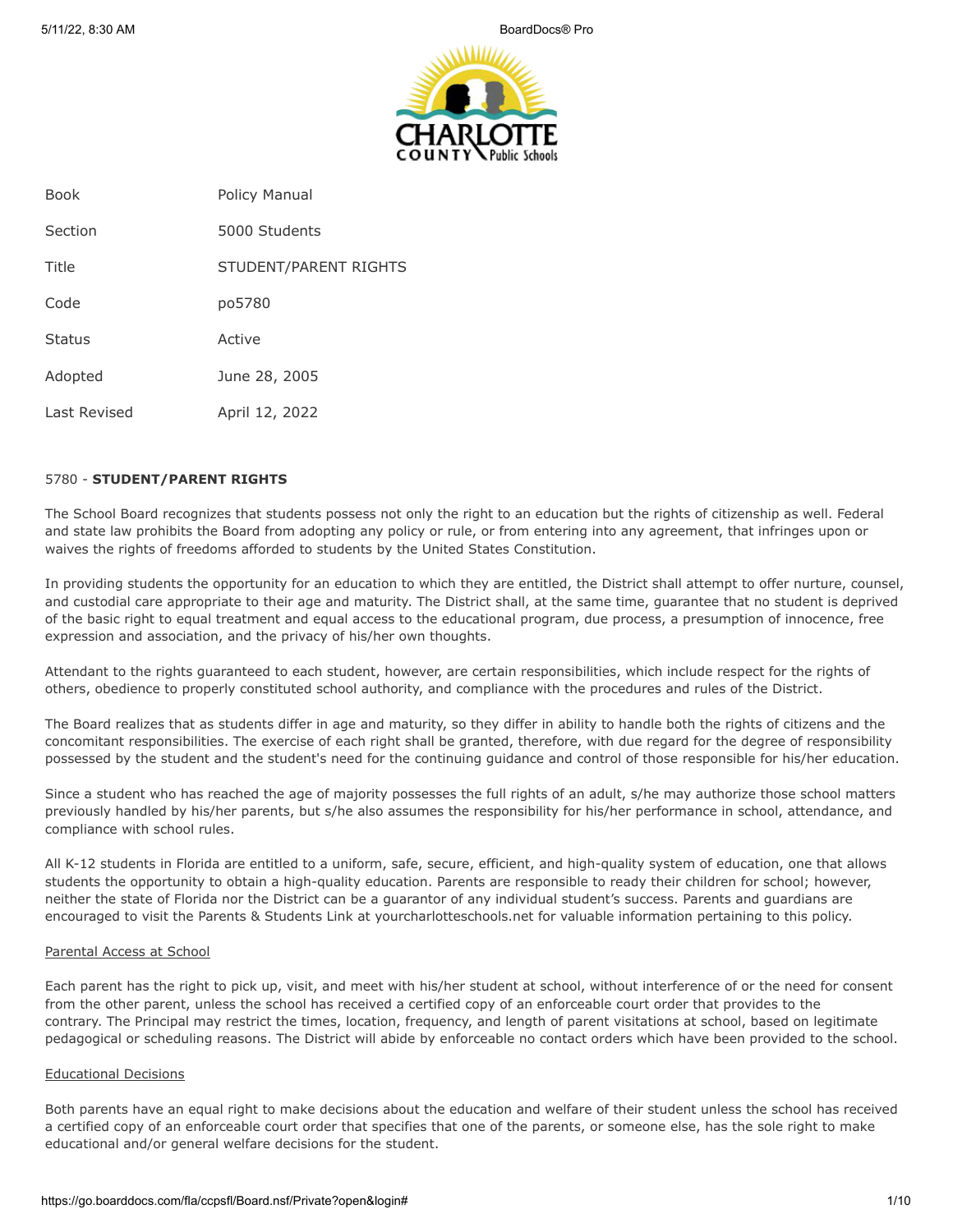| Book | Policy Manual |
| --- | --- |
| Section | 5000 Students |
| Title | STUDENT/PARENT RIGHTS |
| Code | po5780 |
| Status | Active |
| Adopted | June 28, 2005 |
| Last Revised | April 12, 2022 |

## 5780 - **STUDENT/PARENT RIGHTS**

The School Board recognizes that students possess not only the right to an education but the rights of citizenship as well. Federal and state law prohibits the Board from adopting any policy or rule, or from entering into any agreement, that infringes upon or waives the rights of freedoms afforded to students by the United States Constitution.

In providing students the opportunity for an education to which they are entitled, the District shall attempt to offer nurture, counsel, and custodial care appropriate to their age and maturity. The District shall, at the same time, guarantee that no student is deprived of the basic right to equal treatment and equal access to the educational program, due process, a presumption of innocence, free expression and association, and the privacy of his/her own thoughts.

Attendant to the rights guaranteed to each student, however, are certain responsibilities, which include respect for the rights of others, obedience to properly constituted school authority, and compliance with the procedures and rules of the District.

The Board realizes that as students differ in age and maturity, so they differ in ability to handle both the rights of citizens and the concomitant responsibilities. The exercise of each right shall be granted, therefore, with due regard for the degree of responsibility possessed by the student and the student's need for the continuing guidance and control of those responsible for his/her education.

Since a student who has reached the age of majority possesses the full rights of an adult, s/he may authorize those school matters previously handled by his/her parents, but s/he also assumes the responsibility for his/her performance in school, attendance, and compliance with school rules.

All K-12 students in Florida are entitled to a uniform, safe, secure, efficient, and high-quality system of education, one that allows students the opportunity to obtain a high-quality education. Parents are responsible to ready their children for school; however, neither the state of Florida nor the District can be a guarantor of any individual student's success. Parents and guardians are encouraged to visit the Parents & Students Link at yourcharlotteschools.net for valuable information pertaining to this policy.

### Parental Access at School

Each parent has the right to pick up, visit, and meet with his/her student at school, without interference of or the need for consent from the other parent, unless the school has received a certified copy of an enforceable court order that provides to the contrary. The Principal may restrict the times, location, frequency, and length of parent visitations at school, based on legitimate pedagogical or scheduling reasons. The District will abide by enforceable no contact orders which have been provided to the school.

### Educational Decisions

Both parents have an equal right to make decisions about the education and welfare of their student unless the school has received a certified copy of an enforceable court order that specifies that one of the parents, or someone else, has the sole right to make educational and/or general welfare decisions for the student.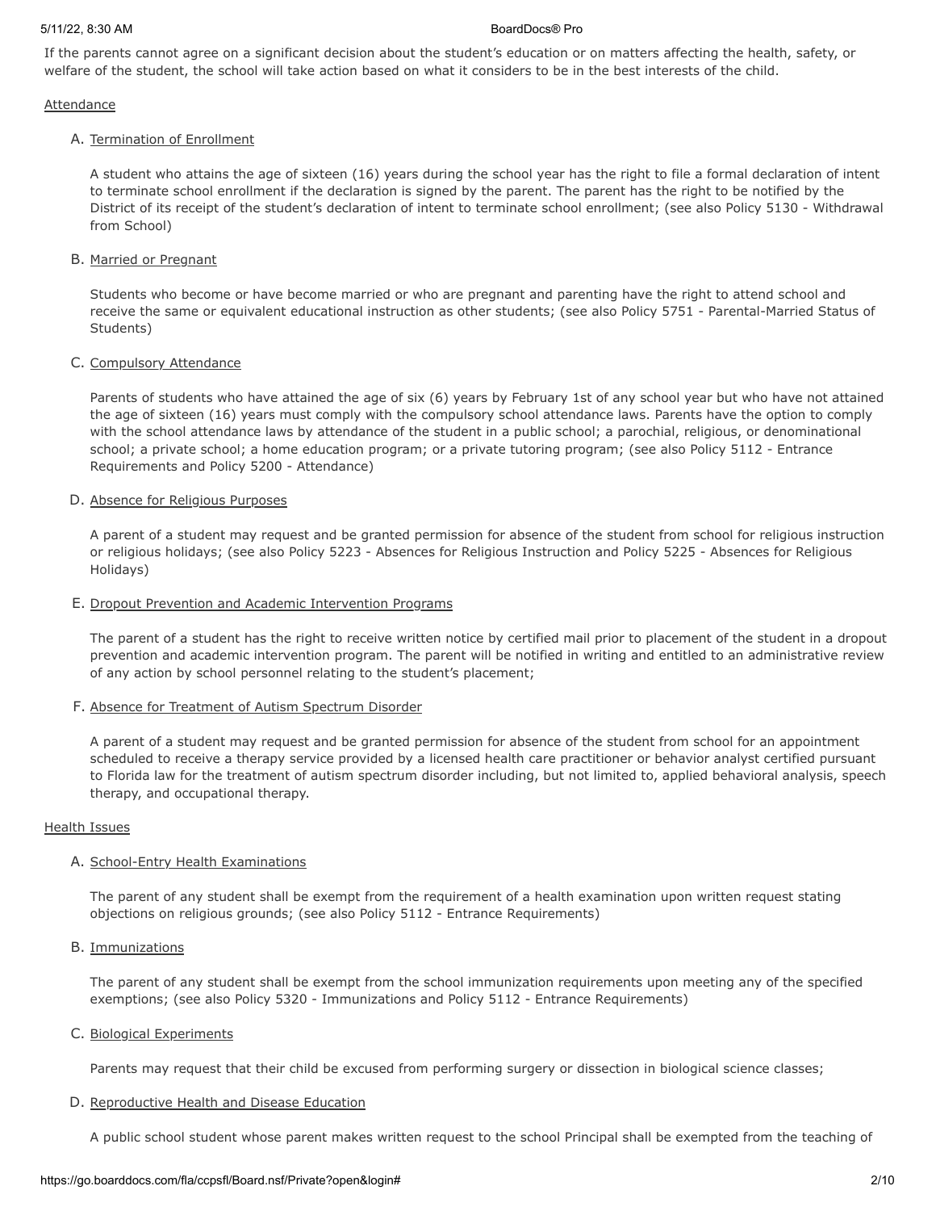If the parents cannot agree on a significant decision about the student's education or on matters affecting the health, safety, or welfare of the student, the school will take action based on what it considers to be in the best interests of the child.

<u>Attendance</u>

A. <u>Termination of Enrollment</u>

   A student who attains the age of sixteen (16) years during the school year has the right to file a formal declaration of intent to terminate school enrollment if the declaration is signed by the parent. The parent has the right to be notified by the District of its receipt of the student's declaration of intent to terminate school enrollment; (see also Policy 5130 - Withdrawal from School)

B. <u>Married or Pregnant</u>

   Students who become or have become married or who are pregnant and parenting have the right to attend school and receive the same or equivalent educational instruction as other students; (see also Policy 5751 - Parental-Married Status of Students)

C. <u>Compulsory Attendance</u>

   Parents of students who have attained the age of six (6) years by February 1st of any school year but who have not attained the age of sixteen (16) years must comply with the compulsory school attendance laws. Parents have the option to comply with the school attendance laws by attendance of the student in a public school; a parochial, religious, or denominational school; a private school; a home education program; or a private tutoring program; (see also Policy 5112 - Entrance Requirements and Policy 5200 - Attendance)

D. <u>Absence for Religious Purposes</u>

   A parent of a student may request and be granted permission for absence of the student from school for religious instruction or religious holidays; (see also Policy 5223 - Absences for Religious Instruction and Policy 5225 - Absences for Religious Holidays)

E. <u>Dropout Prevention and Academic Intervention Programs</u>

   The parent of a student has the right to receive written notice by certified mail prior to placement of the student in a dropout prevention and academic intervention program. The parent will be notified in writing and entitled to an administrative review of any action by school personnel relating to the student's placement;

F. <u>Absence for Treatment of Autism Spectrum Disorder</u>

   A parent of a student may request and be granted permission for absence of the student from school for an appointment scheduled to receive a therapy service provided by a licensed health care practitioner or behavior analyst certified pursuant to Florida law for the treatment of autism spectrum disorder including, but not limited to, applied behavioral analysis, speech therapy, and occupational therapy.

<u>Health Issues</u>

A. <u>School-Entry Health Examinations</u>

   The parent of any student shall be exempt from the requirement of a health examination upon written request stating objections on religious grounds; (see also Policy 5112 - Entrance Requirements)

B. <u>Immunizations</u>

   The parent of any student shall be exempt from the school immunization requirements upon meeting any of the specified exemptions; (see also Policy 5320 - Immunizations and Policy 5112 - Entrance Requirements)

C. <u>Biological Experiments</u>

   Parents may request that their child be excused from performing surgery or dissection in biological science classes;

D. <u>Reproductive Health and Disease Education</u>

   A public school student whose parent makes written request to the school Principal shall be exempted from the teaching of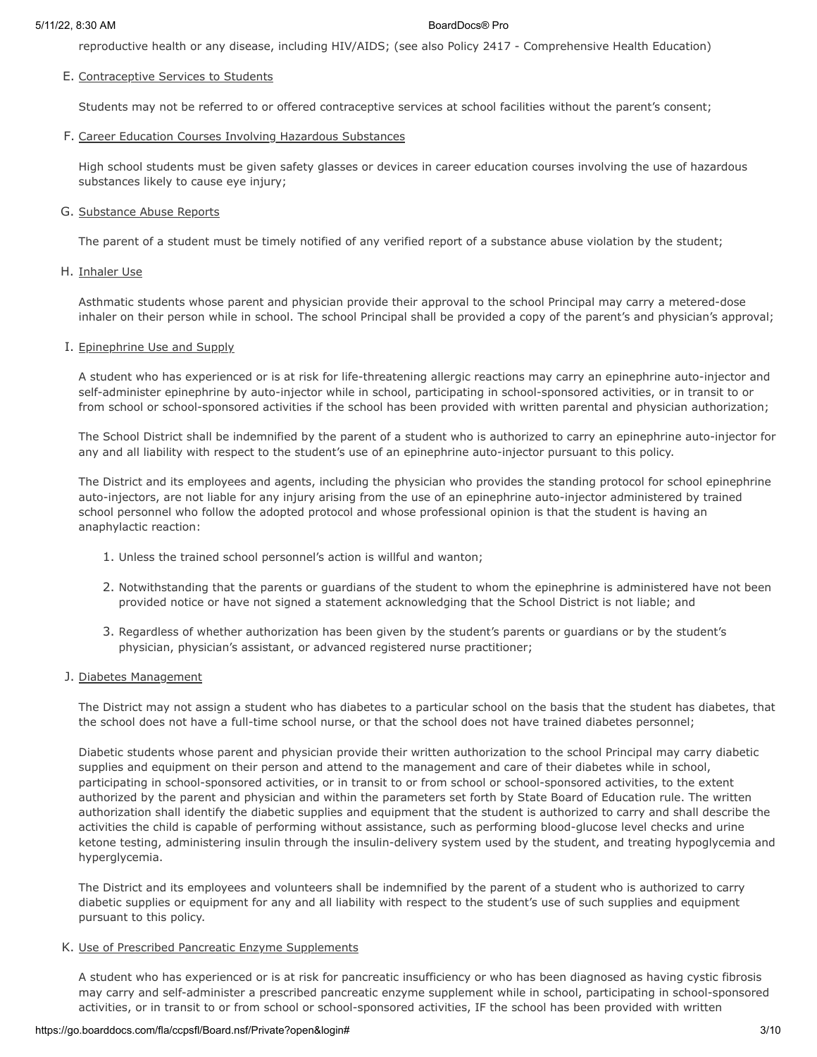reproductive health or any disease, including HIV/AIDS; (see also Policy 2417 - Comprehensive Health Education)

E. <u>Contraceptive Services to Students</u>

Students may not be referred to or offered contraceptive services at school facilities without the parent's consent;

F. <u>Career Education Courses Involving Hazardous Substances</u>

High school students must be given safety glasses or devices in career education courses involving the use of hazardous substances likely to cause eye injury;

G. <u>Substance Abuse Reports</u>

The parent of a student must be timely notified of any verified report of a substance abuse violation by the student;

H. <u>Inhaler Use</u>

Asthmatic students whose parent and physician provide their approval to the school Principal may carry a metered-dose inhaler on their person while in school. The school Principal shall be provided a copy of the parent's and physician's approval;

I. <u>Epinephrine Use and Supply</u>

A student who has experienced or is at risk for life-threatening allergic reactions may carry an epinephrine auto-injector and self-administer epinephrine by auto-injector while in school, participating in school-sponsored activities, or in transit to or from school or school-sponsored activities if the school has been provided with written parental and physician authorization;

The School District shall be indemnified by the parent of a student who is authorized to carry an epinephrine auto-injector for any and all liability with respect to the student's use of an epinephrine auto-injector pursuant to this policy.

The District and its employees and agents, including the physician who provides the standing protocol for school epinephrine auto-injectors, are not liable for any injury arising from the use of an epinephrine auto-injector administered by trained school personnel who follow the adopted protocol and whose professional opinion is that the student is having an anaphylactic reaction:

1. Unless the trained school personnel's action is willful and wanton;
2. Notwithstanding that the parents or guardians of the student to whom the epinephrine is administered have not been provided notice or have not signed a statement acknowledging that the School District is not liable; and
3. Regardless of whether authorization has been given by the student's parents or guardians or by the student's physician, physician's assistant, or advanced registered nurse practitioner;

J. <u>Diabetes Management</u>

The District may not assign a student who has diabetes to a particular school on the basis that the student has diabetes, that the school does not have a full-time school nurse, or that the school does not have trained diabetes personnel;

Diabetic students whose parent and physician provide their written authorization to the school Principal may carry diabetic supplies and equipment on their person and attend to the management and care of their diabetes while in school, participating in school-sponsored activities, or in transit to or from school or school-sponsored activities, to the extent authorized by the parent and physician and within the parameters set forth by State Board of Education rule. The written authorization shall identify the diabetic supplies and equipment that the student is authorized to carry and shall describe the activities the child is capable of performing without assistance, such as performing blood-glucose level checks and urine ketone testing, administering insulin through the insulin-delivery system used by the student, and treating hypoglycemia and hyperglycemia.

The District and its employees and volunteers shall be indemnified by the parent of a student who is authorized to carry diabetic supplies or equipment for any and all liability with respect to the student's use of such supplies and equipment pursuant to this policy.

K. <u>Use of Prescribed Pancreatic Enzyme Supplements</u>

A student who has experienced or is at risk for pancreatic insufficiency or who has been diagnosed as having cystic fibrosis may carry and self-administer a prescribed pancreatic enzyme supplement while in school, participating in school-sponsored activities, or in transit to or from school or school-sponsored activities, IF the school has been provided with written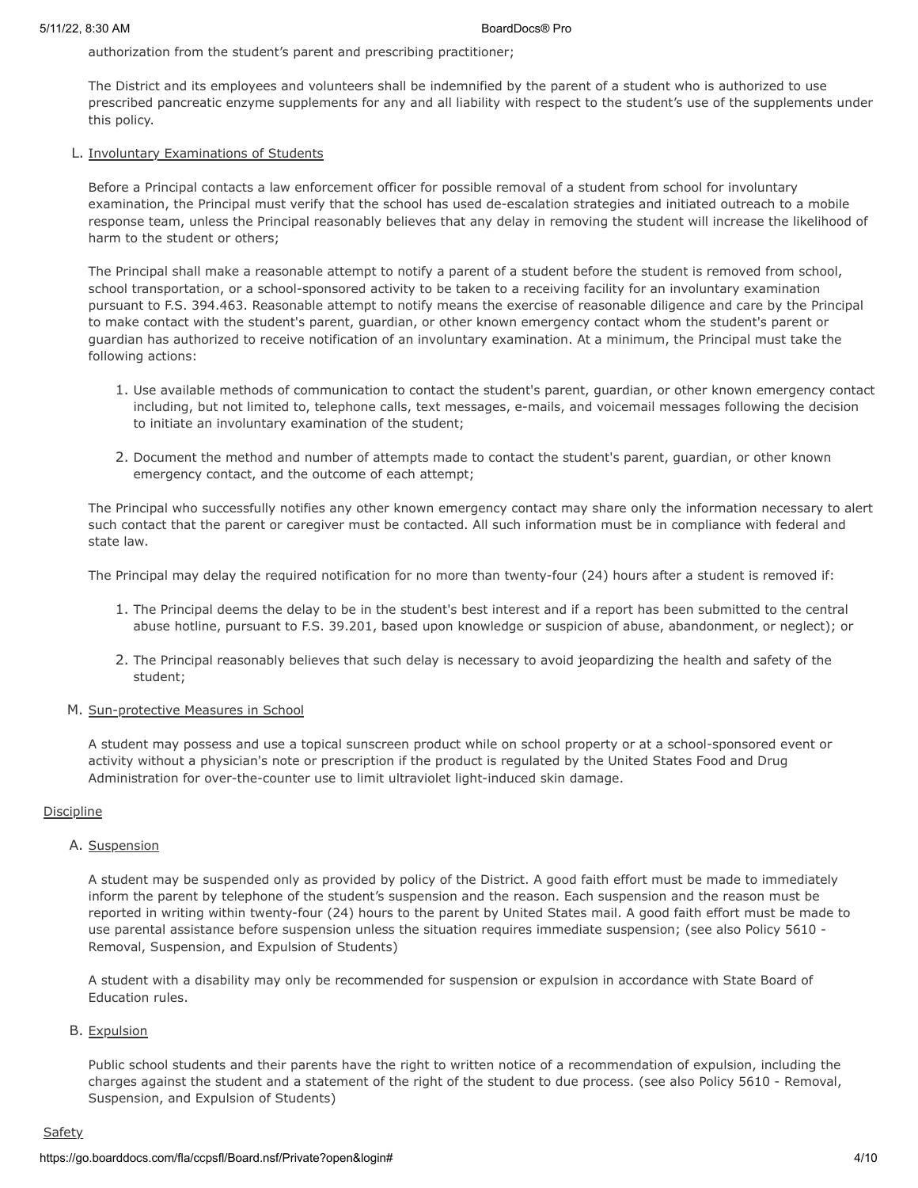authorization from the student's parent and prescribing practitioner;

The District and its employees and volunteers shall be indemnified by the parent of a student who is authorized to use prescribed pancreatic enzyme supplements for any and all liability with respect to the student's use of the supplements under this policy.

L. Involuntary Examinations of Students

Before a Principal contacts a law enforcement officer for possible removal of a student from school for involuntary examination, the Principal must verify that the school has used de-escalation strategies and initiated outreach to a mobile response team, unless the Principal reasonably believes that any delay in removing the student will increase the likelihood of harm to the student or others;

The Principal shall make a reasonable attempt to notify a parent of a student before the student is removed from school, school transportation, or a school-sponsored activity to be taken to a receiving facility for an involuntary examination pursuant to F.S. 394.463. Reasonable attempt to notify means the exercise of reasonable diligence and care by the Principal to make contact with the student's parent, guardian, or other known emergency contact whom the student's parent or guardian has authorized to receive notification of an involuntary examination. At a minimum, the Principal must take the following actions:

1. Use available methods of communication to contact the student's parent, guardian, or other known emergency contact including, but not limited to, telephone calls, text messages, e-mails, and voicemail messages following the decision to initiate an involuntary examination of the student;

2. Document the method and number of attempts made to contact the student's parent, guardian, or other known emergency contact, and the outcome of each attempt;

The Principal who successfully notifies any other known emergency contact may share only the information necessary to alert such contact that the parent or caregiver must be contacted. All such information must be in compliance with federal and state law.

The Principal may delay the required notification for no more than twenty-four (24) hours after a student is removed if:

1. The Principal deems the delay to be in the student's best interest and if a report has been submitted to the central abuse hotline, pursuant to F.S. 39.201, based upon knowledge or suspicion of abuse, abandonment, or neglect); or

2. The Principal reasonably believes that such delay is necessary to avoid jeopardizing the health and safety of the student;

M. Sun-protective Measures in School

A student may possess and use a topical sunscreen product while on school property or at a school-sponsored event or activity without a physician's note or prescription if the product is regulated by the United States Food and Drug Administration for over-the-counter use to limit ultraviolet light-induced skin damage.

Discipline

A. Suspension

A student may be suspended only as provided by policy of the District. A good faith effort must be made to immediately inform the parent by telephone of the student's suspension and the reason. Each suspension and the reason must be reported in writing within twenty-four (24) hours to the parent by United States mail. A good faith effort must be made to use parental assistance before suspension unless the situation requires immediate suspension; (see also Policy 5610 - Removal, Suspension, and Expulsion of Students)

A student with a disability may only be recommended for suspension or expulsion in accordance with State Board of Education rules.

B. Expulsion

Public school students and their parents have the right to written notice of a recommendation of expulsion, including the charges against the student and a statement of the right of the student to due process. (see also Policy 5610 - Removal, Suspension, and Expulsion of Students)

Safety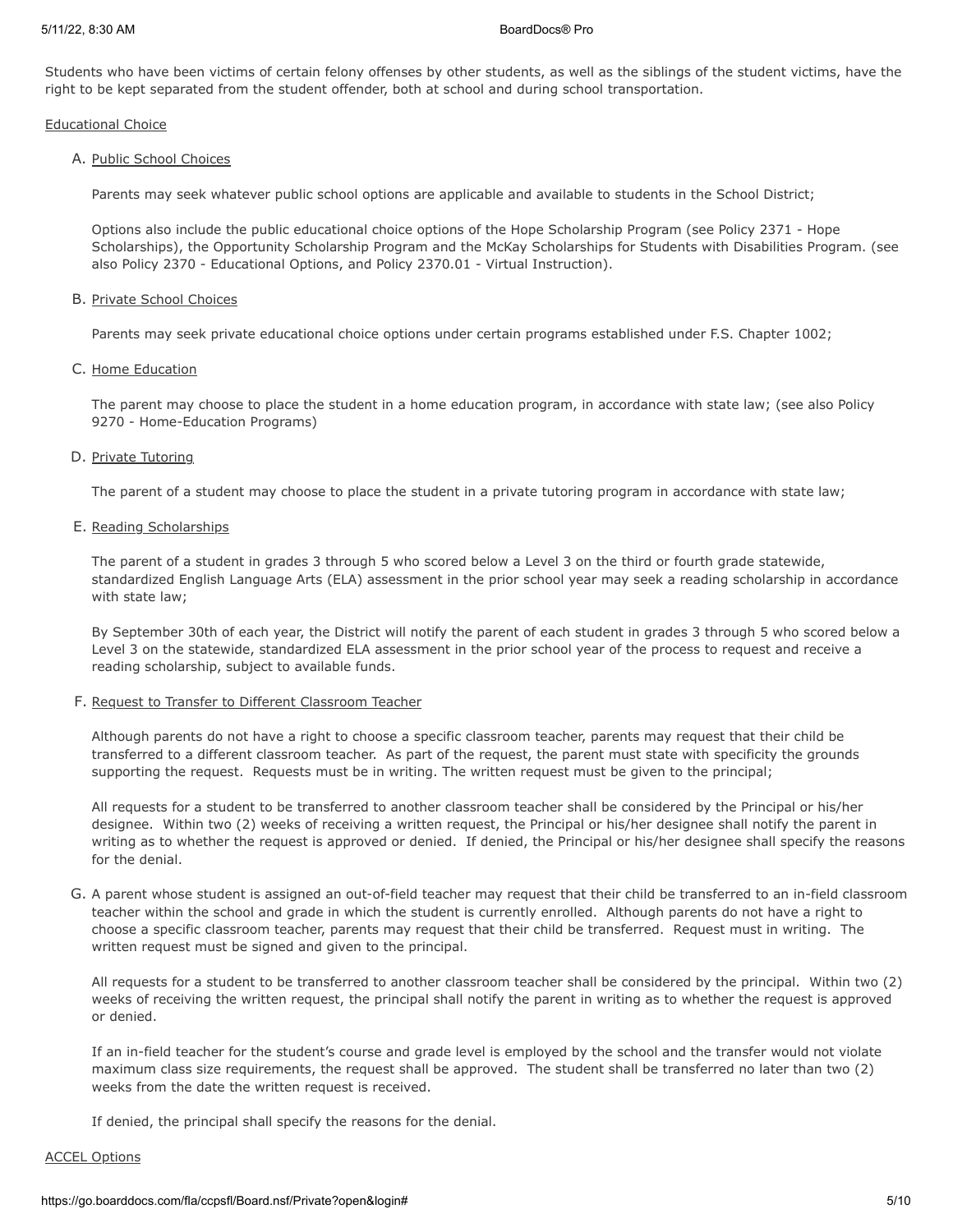Students who have been victims of certain felony offenses by other students, as well as the siblings of the student victims, have the right to be kept separated from the student offender, both at school and during school transportation.

Educational Choice

A. Public School Choices

Parents may seek whatever public school options are applicable and available to students in the School District;

Options also include the public educational choice options of the Hope Scholarship Program (see Policy 2371 - Hope Scholarships), the Opportunity Scholarship Program and the McKay Scholarships for Students with Disabilities Program. (see also Policy 2370 - Educational Options, and Policy 2370.01 - Virtual Instruction).

B. Private School Choices

Parents may seek private educational choice options under certain programs established under F.S. Chapter 1002;

C. Home Education

The parent may choose to place the student in a home education program, in accordance with state law; (see also Policy 9270 - Home-Education Programs)

D. Private Tutoring

The parent of a student may choose to place the student in a private tutoring program in accordance with state law;

E. Reading Scholarships

The parent of a student in grades 3 through 5 who scored below a Level 3 on the third or fourth grade statewide, standardized English Language Arts (ELA) assessment in the prior school year may seek a reading scholarship in accordance with state law;

By September 30th of each year, the District will notify the parent of each student in grades 3 through 5 who scored below a Level 3 on the statewide, standardized ELA assessment in the prior school year of the process to request and receive a reading scholarship, subject to available funds.

F. Request to Transfer to Different Classroom Teacher

Although parents do not have a right to choose a specific classroom teacher, parents may request that their child be transferred to a different classroom teacher. As part of the request, the parent must state with specificity the grounds supporting the request. Requests must be in writing. The written request must be given to the principal;

All requests for a student to be transferred to another classroom teacher shall be considered by the Principal or his/her designee. Within two (2) weeks of receiving a written request, the Principal or his/her designee shall notify the parent in writing as to whether the request is approved or denied. If denied, the Principal or his/her designee shall specify the reasons for the denial.

G. A parent whose student is assigned an out-of-field teacher may request that their child be transferred to an in-field classroom teacher within the school and grade in which the student is currently enrolled. Although parents do not have a right to choose a specific classroom teacher, parents may request that their child be transferred. Request must in writing. The written request must be signed and given to the principal.

All requests for a student to be transferred to another classroom teacher shall be considered by the principal. Within two (2) weeks of receiving the written request, the principal shall notify the parent in writing as to whether the request is approved or denied.

If an in-field teacher for the student's course and grade level is employed by the school and the transfer would not violate maximum class size requirements, the request shall be approved. The student shall be transferred no later than two (2) weeks from the date the written request is received.

If denied, the principal shall specify the reasons for the denial.

ACCEL Options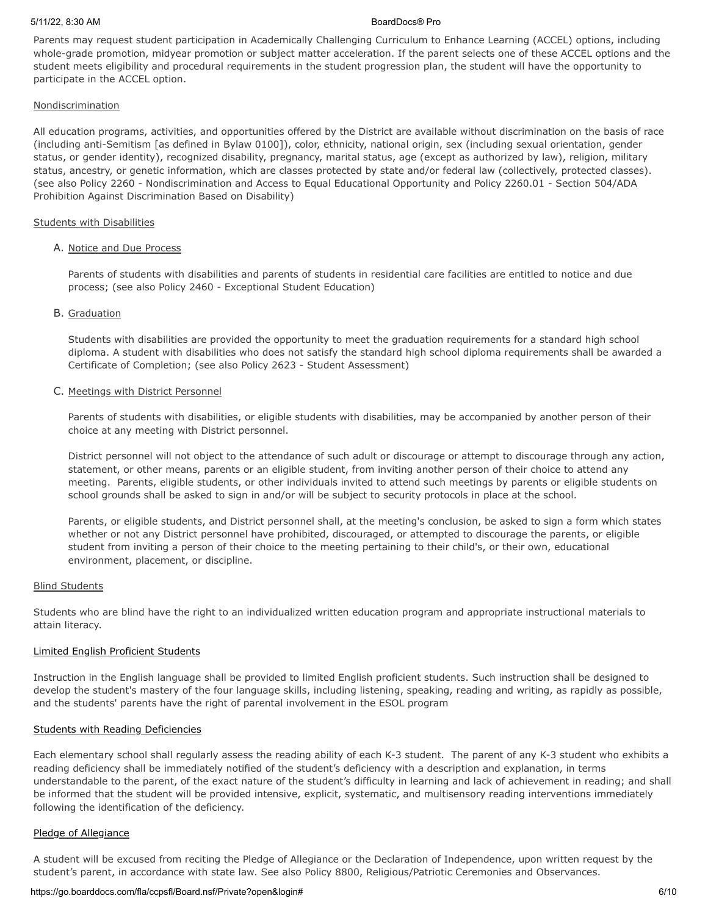Parents may request student participation in Academically Challenging Curriculum to Enhance Learning (ACCEL) options, including whole-grade promotion, midyear promotion or subject matter acceleration. If the parent selects one of these ACCEL options and the student meets eligibility and procedural requirements in the student progression plan, the student will have the opportunity to participate in the ACCEL option.

Nondiscrimination

All education programs, activities, and opportunities offered by the District are available without discrimination on the basis of race (including anti-Semitism [as defined in Bylaw 0100]), color, ethnicity, national origin, sex (including sexual orientation, gender status, or gender identity), recognized disability, pregnancy, marital status, age (except as authorized by law), religion, military status, ancestry, or genetic information, which are classes protected by state and/or federal law (collectively, protected classes). (see also Policy 2260 - Nondiscrimination and Access to Equal Educational Opportunity and Policy 2260.01 - Section 504/ADA Prohibition Against Discrimination Based on Disability)

Students with Disabilities

A. Notice and Due Process

   Parents of students with disabilities and parents of students in residential care facilities are entitled to notice and due process; (see also Policy 2460 - Exceptional Student Education)

B. Graduation

   Students with disabilities are provided the opportunity to meet the graduation requirements for a standard high school diploma. A student with disabilities who does not satisfy the standard high school diploma requirements shall be awarded a Certificate of Completion; (see also Policy 2623 - Student Assessment)

C. Meetings with District Personnel

   Parents of students with disabilities, or eligible students with disabilities, may be accompanied by another person of their choice at any meeting with District personnel.

   District personnel will not object to the attendance of such adult or discourage or attempt to discourage through any action, statement, or other means, parents or an eligible student, from inviting another person of their choice to attend any meeting. Parents, eligible students, or other individuals invited to attend such meetings by parents or eligible students on school grounds shall be asked to sign in and/or will be subject to security protocols in place at the school.

   Parents, or eligible students, and District personnel shall, at the meeting's conclusion, be asked to sign a form which states whether or not any District personnel have prohibited, discouraged, or attempted to discourage the parents, or eligible student from inviting a person of their choice to the meeting pertaining to their child's, or their own, educational environment, placement, or discipline.

Blind Students

Students who are blind have the right to an individualized written education program and appropriate instructional materials to attain literacy.

Limited English Proficient Students

Instruction in the English language shall be provided to limited English proficient students. Such instruction shall be designed to develop the student's mastery of the four language skills, including listening, speaking, reading and writing, as rapidly as possible, and the students' parents have the right of parental involvement in the ESOL program

Students with Reading Deficiencies

Each elementary school shall regularly assess the reading ability of each K-3 student. The parent of any K-3 student who exhibits a reading deficiency shall be immediately notified of the student's deficiency with a description and explanation, in terms understandable to the parent, of the exact nature of the student's difficulty in learning and lack of achievement in reading; and shall be informed that the student will be provided intensive, explicit, systematic, and multisensory reading interventions immediately following the identification of the deficiency.

Pledge of Allegiance

A student will be excused from reciting the Pledge of Allegiance or the Declaration of Independence, upon written request by the student's parent, in accordance with state law. See also Policy 8800, Religious/Patriotic Ceremonies and Observances.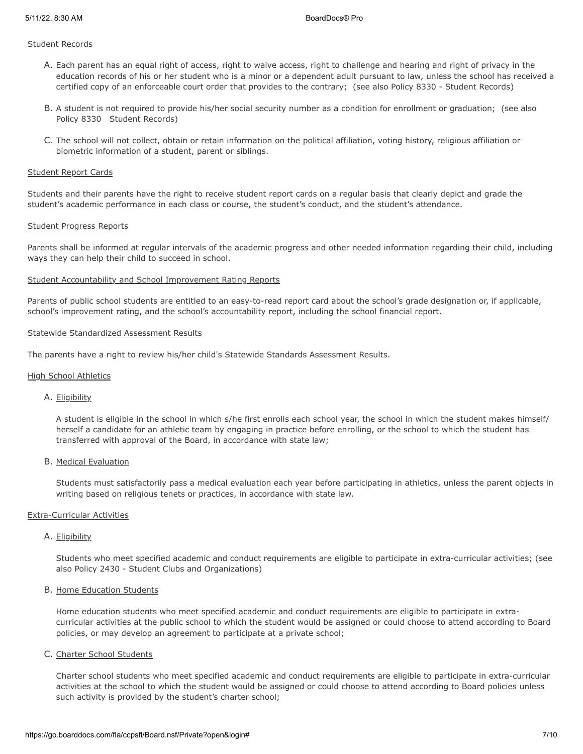<u>Student Records</u>

A. Each parent has an equal right of access, right to waive access, right to challenge and hearing and right of privacy in the education records of his or her student who is a minor or a dependent adult pursuant to law, unless the school has received a certified copy of an enforceable court order that provides to the contrary; (see also Policy 8330 - Student Records)

B. A student is not required to provide his/her social security number as a condition for enrollment or graduation; (see also Policy 8330 Student Records)

C. The school will not collect, obtain or retain information on the political affiliation, voting history, religious affiliation or biometric information of a student, parent or siblings.

<u>Student Report Cards</u>

Students and their parents have the right to receive student report cards on a regular basis that clearly depict and grade the student's academic performance in each class or course, the student's conduct, and the student's attendance.

<u>Student Progress Reports</u>

Parents shall be informed at regular intervals of the academic progress and other needed information regarding their child, including ways they can help their child to succeed in school.

<u>Student Accountability and School Improvement Rating Reports</u>

Parents of public school students are entitled to an easy-to-read report card about the school's grade designation or, if applicable, school's improvement rating, and the school's accountability report, including the school financial report.

<u>Statewide Standardized Assessment Results</u>

The parents have a right to review his/her child's Statewide Standards Assessment Results.

<u>High School Athletics</u>

A. <u>Eligibility</u>

A student is eligible in the school in which s/he first enrolls each school year, the school in which the student makes himself/ herself a candidate for an athletic team by engaging in practice before enrolling, or the school to which the student has transferred with approval of the Board, in accordance with state law;

B. <u>Medical Evaluation</u>

Students must satisfactorily pass a medical evaluation each year before participating in athletics, unless the parent objects in writing based on religious tenets or practices, in accordance with state law.

<u>Extra-Curricular Activities</u>

A. <u>Eligibility</u>

Students who meet specified academic and conduct requirements are eligible to participate in extra-curricular activities; (see also Policy 2430 - Student Clubs and Organizations)

B. <u>Home Education Students</u>

Home education students who meet specified academic and conduct requirements are eligible to participate in extra-curricular activities at the public school to which the student would be assigned or could choose to attend according to Board policies, or may develop an agreement to participate at a private school;

C. <u>Charter School Students</u>

Charter school students who meet specified academic and conduct requirements are eligible to participate in extra-curricular activities at the school to which the student would be assigned or could choose to attend according to Board policies unless such activity is provided by the student's charter school;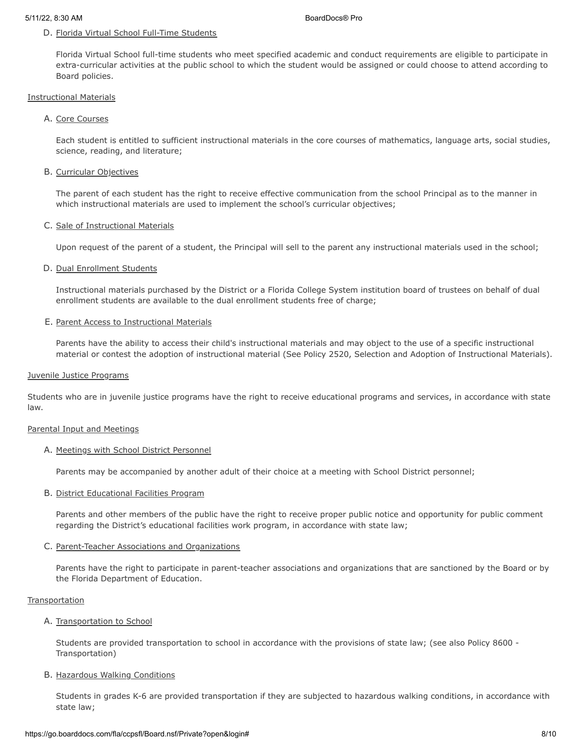D. Florida Virtual School Full-Time Students

Florida Virtual School full-time students who meet specified academic and conduct requirements are eligible to participate in extra-curricular activities at the public school to which the student would be assigned or could choose to attend according to Board policies.

Instructional Materials

A. Core Courses

Each student is entitled to sufficient instructional materials in the core courses of mathematics, language arts, social studies, science, reading, and literature;

B. Curricular Objectives

The parent of each student has the right to receive effective communication from the school Principal as to the manner in which instructional materials are used to implement the school's curricular objectives;

C. Sale of Instructional Materials

Upon request of the parent of a student, the Principal will sell to the parent any instructional materials used in the school;

D. Dual Enrollment Students

Instructional materials purchased by the District or a Florida College System institution board of trustees on behalf of dual enrollment students are available to the dual enrollment students free of charge;

E. Parent Access to Instructional Materials

Parents have the ability to access their child's instructional materials and may object to the use of a specific instructional material or contest the adoption of instructional material (See Policy 2520, Selection and Adoption of Instructional Materials).

Juvenile Justice Programs

Students who are in juvenile justice programs have the right to receive educational programs and services, in accordance with state law.

Parental Input and Meetings

A. Meetings with School District Personnel

Parents may be accompanied by another adult of their choice at a meeting with School District personnel;

B. District Educational Facilities Program

Parents and other members of the public have the right to receive proper public notice and opportunity for public comment regarding the District's educational facilities work program, in accordance with state law;

C. Parent-Teacher Associations and Organizations

Parents have the right to participate in parent-teacher associations and organizations that are sanctioned by the Board or by the Florida Department of Education.

Transportation

A. Transportation to School

Students are provided transportation to school in accordance with the provisions of state law; (see also Policy 8600 - Transportation)

B. Hazardous Walking Conditions

Students in grades K-6 are provided transportation if they are subjected to hazardous walking conditions, in accordance with state law;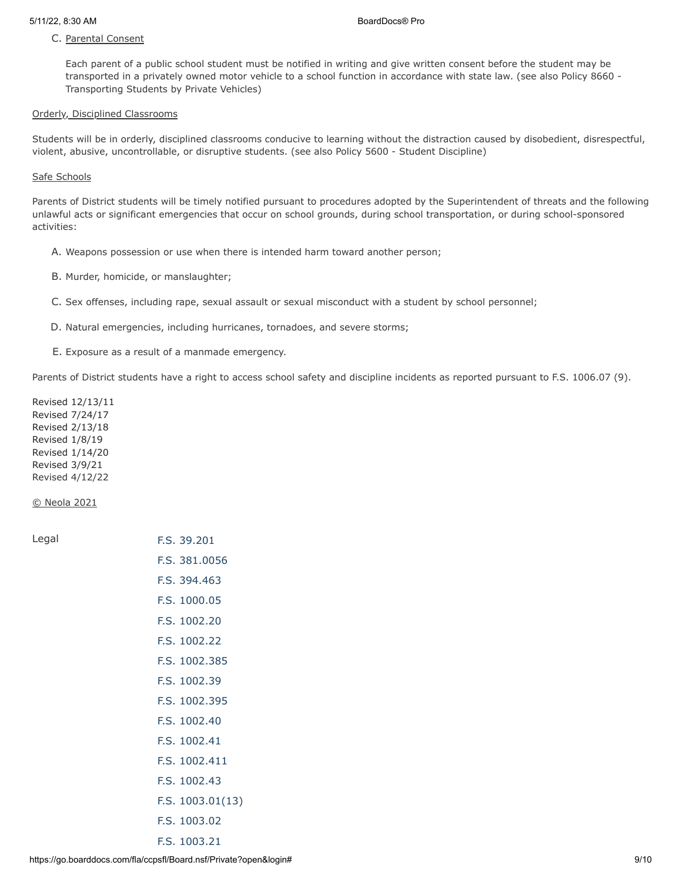C. <u>Parental Consent</u>

Each parent of a public school student must be notified in writing and give written consent before the student may be transported in a privately owned motor vehicle to a school function in accordance with state law. (see also Policy 8660 - Transporting Students by Private Vehicles)

<u>Orderly, Disciplined Classrooms</u>

Students will be in orderly, disciplined classrooms conducive to learning without the distraction caused by disobedient, disrespectful, violent, abusive, uncontrollable, or disruptive students. (see also Policy 5600 - Student Discipline)

<u>Safe Schools</u>

Parents of District students will be timely notified pursuant to procedures adopted by the Superintendent of threats and the following unlawful acts or significant emergencies that occur on school grounds, during school transportation, or during school-sponsored activities:

A. Weapons possession or use when there is intended harm toward another person;

B. Murder, homicide, or manslaughter;

C. Sex offenses, including rape, sexual assault or sexual misconduct with a student by school personnel;

D. Natural emergencies, including hurricanes, tornadoes, and severe storms;

E. Exposure as a result of a manmade emergency.

Parents of District students have a right to access school safety and discipline incidents as reported pursuant to F.S. 1006.07 (9).

Revised 12/13/11
Revised 7/24/17
Revised 2/13/18
Revised 1/8/19
Revised 1/14/20
Revised 3/9/21
Revised 4/12/22

© Neola 2021

Legal

F.S. 39.201
F.S. 381.0056
F.S. 394.463
F.S. 1000.05
F.S. 1002.20
F.S. 1002.22
F.S. 1002.385
F.S. 1002.39
F.S. 1002.395
F.S. 1002.40
F.S. 1002.41
F.S. 1002.411
F.S. 1002.43
F.S. 1003.01(13)
F.S. 1003.02
F.S. 1003.21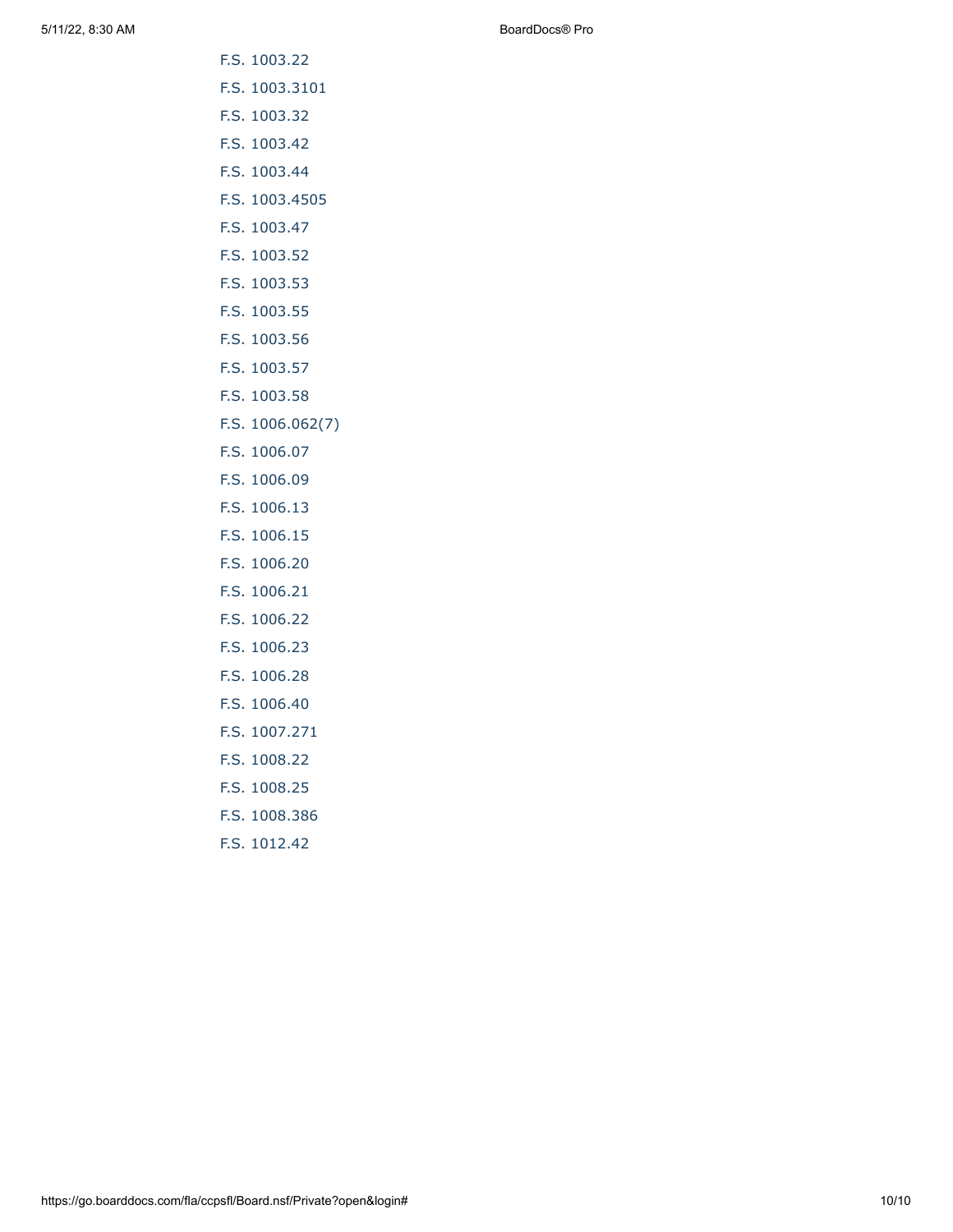F.S. 1003.22

F.S. 1003.3101

F.S. 1003.32

F.S. 1003.42

F.S. 1003.44

F.S. 1003.4505

F.S. 1003.47

F.S. 1003.52

F.S. 1003.53

F.S. 1003.55

F.S. 1003.56

F.S. 1003.57

F.S. 1003.58

F.S. 1006.062(7)

F.S. 1006.07

F.S. 1006.09

F.S. 1006.13

F.S. 1006.15

F.S. 1006.20

F.S. 1006.21

F.S. 1006.22

F.S. 1006.23

F.S. 1006.28

F.S. 1006.40

F.S. 1007.271

F.S. 1008.22

F.S. 1008.25

F.S. 1008.386

F.S. 1012.42